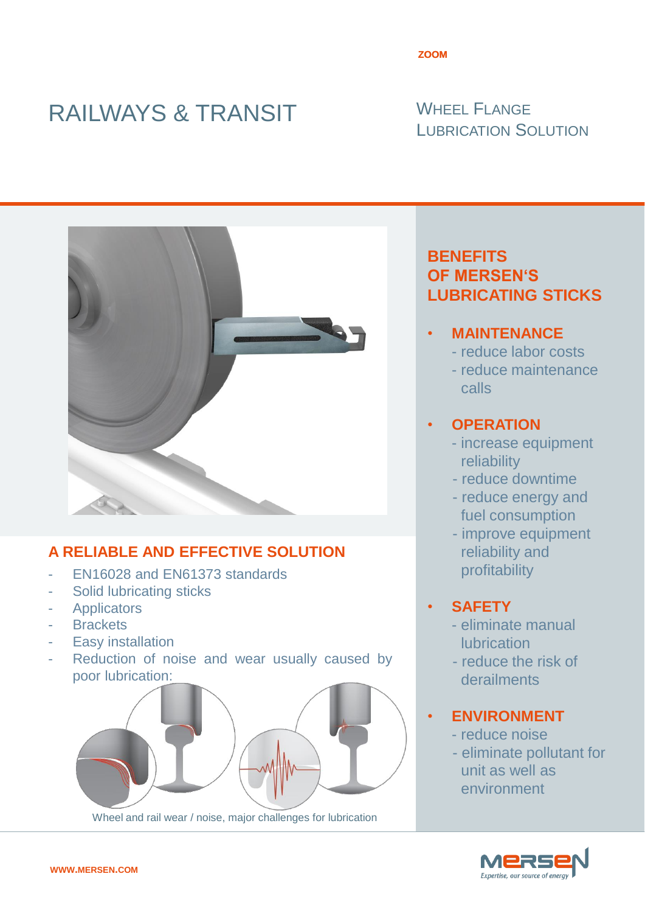ZOOM

# RAILWAYS & TRANSIT

## WHEEL FLANGE LUBRICATION SOLUTION

## A RELIABLE AND EFFECTIVE SOLUTION

- EN16028 and EN61373 standards
- Solid lubricating sticks
- Applicators
- Brackets
- Easy installation
- Reduction of noise and wear usually caused by poor lubrication:

Wheel and rail wear / noise, major challenges for lubrication

## BENEFITS OF MERSEN'S LUBRICATING STICKS

- **MAINTENANCE**
  - reduce labor costs
  - reduce maintenance calls
- **OPERATION**
  - increase equipment reliability
  - reduce downtime
  - reduce energy and fuel consumption
  - improve equipment reliability and profitability
- **SAFETY**
  - eliminate manual lubrication
  - reduce the risk of derailments
- **ENVIRONMENT**
  - reduce noise
  - eliminate pollutant for unit as well as environment

WWW.MERSEN.COM

MERSEN Expertise, our source of energy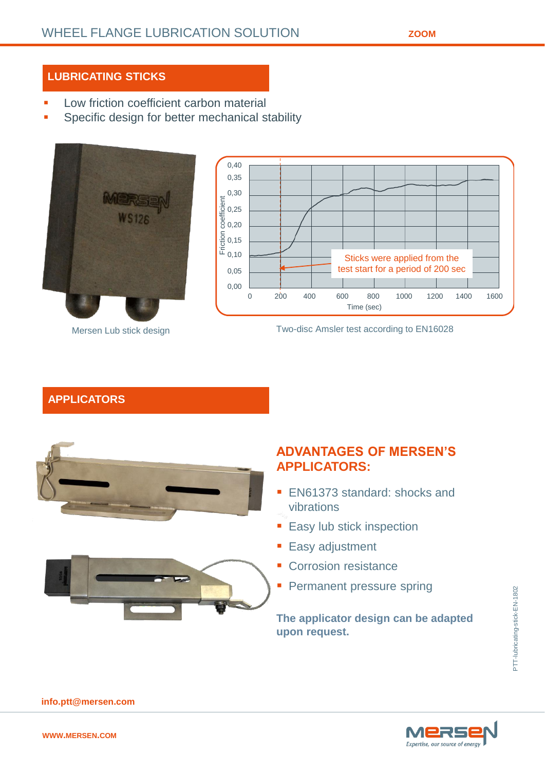WHEEL FLANGE LUBRICATION SOLUTION

ZOOM

## LUBRICATING STICKS

- Low friction coefficient carbon material
- Specific design for better mechanical stability

Mersen Lub stick design

Friction coefficient
0,40
0,35
0,30
0,25
0,20
0,15
0,10
0,05
0,00
0 200 400 600 800 1000 1200 1400 1600
Time (sec)
Sticks were applied from the test start for a period of 200 sec

Two-disc Amsler test according to EN16028

## APPLICATORS

### ADVANTAGES OF MERSEN'S APPLICATORS:

- EN61373 standard: shocks and vibrations
- Easy lub stick inspection
- Easy adjustment
- Corrosion resistance
- Permanent pressure spring

**The applicator design can be adapted upon request.**

PTT-lubricating-stick-EN-1802

**info.ptt@mersen.com**

**WWW.MERSEN.COM**

MERSEN
Expertise, our source of energy